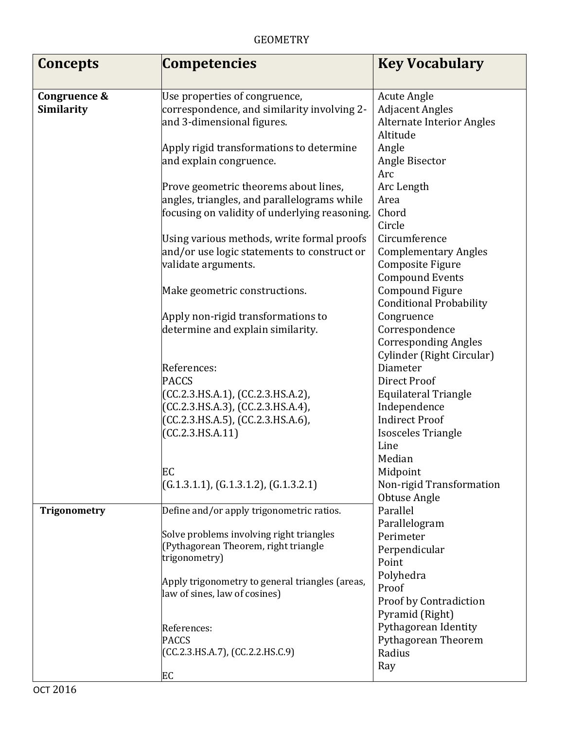GEOMETRY

| Concepts | Competencies | Key Vocabulary |
|---|---|---|
| **Congruence & Similarity** | Use properties of congruence, correspondence, and similarity involving 2- and 3-dimensional figures.<br><br>Apply rigid transformations to determine and explain congruence.<br><br>Prove geometric theorems about lines, angles, triangles, and parallelograms while focusing on validity of underlying reasoning.<br><br>Using various methods, write formal proofs and/or use logic statements to construct or validate arguments.<br><br>Make geometric constructions.<br><br>Apply non-rigid transformations to determine and explain similarity.<br><br>References:<br>PACCS<br>(CC.2.3.HS.A.1), (CC.2.3.HS.A.2), (CC.2.3.HS.A.3), (CC.2.3.HS.A.4), (CC.2.3.HS.A.5), (CC.2.3.HS.A.6), (CC.2.3.HS.A.11)<br><br>EC<br>(G.1.3.1.1), (G.1.3.1.2), (G.1.3.2.1) | Acute Angle<br>Adjacent Angles<br>Alternate Interior Angles<br>Altitude<br>Angle<br>Angle Bisector<br>Arc<br>Arc Length<br>Area<br>Chord<br>Circle<br>Circumference<br>Complementary Angles<br>Composite Figure<br>Compound Events<br>Compound Figure<br>Conditional Probability<br>Congruence<br>Correspondence<br>Corresponding Angles<br>Cylinder (Right Circular)<br>Diameter<br>Direct Proof<br>Equilateral Triangle<br>Independence<br>Indirect Proof<br>Isosceles Triangle<br>Line<br>Median<br>Midpoint<br>Non-rigid Transformation<br>Obtuse Angle<br>Parallel<br>Parallelogram<br>Perimeter<br>Perpendicular<br>Point<br>Polyhedra<br>Proof<br>Proof by Contradiction<br>Pyramid (Right)<br>Pythagorean Identity<br>Pythagorean Theorem<br>Radius<br>Ray |
| **Trigonometry** | Define and/or apply trigonometric ratios.<br><br>Solve problems involving right triangles (Pythagorean Theorem, right triangle trigonometry)<br><br>Apply trigonometry to general triangles (areas, law of sines, law of cosines)<br><br>References:<br>PACCS<br>(CC.2.3.HS.A.7), (CC.2.2.HS.C.9)<br><br>EC | |

OCT 2016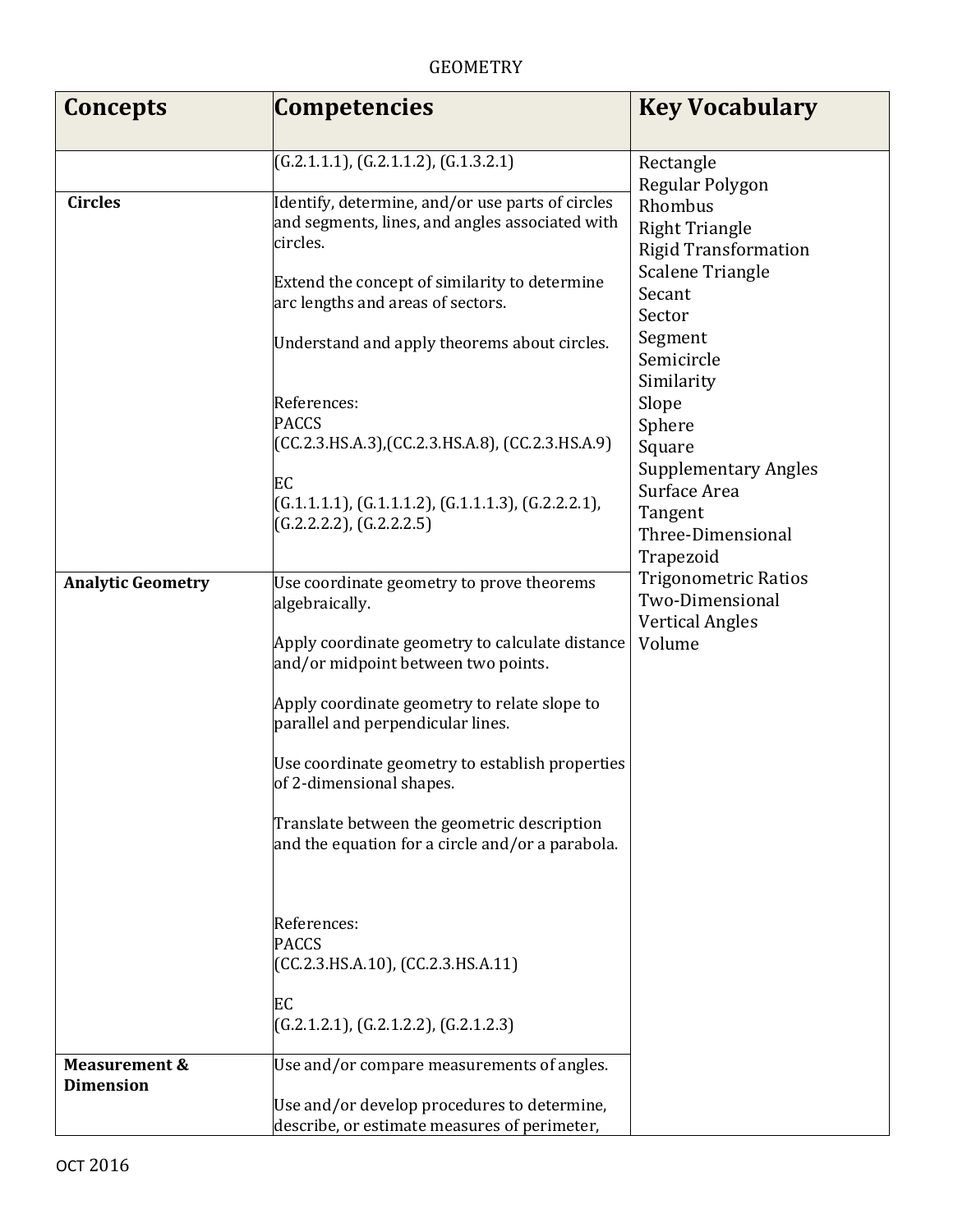GEOMETRY

| Concepts | Competencies | Key Vocabulary |
|---|---|---|
| | (G.2.1.1.1), (G.2.1.1.2), (G.1.3.2.1) | Rectangle<br>Regular Polygon<br>Rhombus<br>Right Triangle<br>Rigid Transformation<br>Scalene Triangle<br>Secant<br>Sector<br>Segment<br>Semicircle<br>Similarity<br>Slope<br>Sphere<br>Square<br>Supplementary Angles<br>Surface Area<br>Tangent<br>Three-Dimensional<br>Trapezoid<br>Trigonometric Ratios<br>Two-Dimensional<br>Vertical Angles<br>Volume |
| **Circles** | Identify, determine, and/or use parts of circles and segments, lines, and angles associated with circles.<br><br>Extend the concept of similarity to determine arc lengths and areas of sectors.<br><br>Understand and apply theorems about circles.<br><br>References:<br>PACCS<br>(CC.2.3.HS.A.3),(CC.2.3.HS.A.8), (CC.2.3.HS.A.9)<br><br>EC<br>(G.1.1.1.1), (G.1.1.1.2), (G.1.1.1.3), (G.2.2.2.1), (G.2.2.2.2), (G.2.2.2.5) | |
| **Analytic Geometry** | Use coordinate geometry to prove theorems algebraically.<br><br>Apply coordinate geometry to calculate distance and/or midpoint between two points.<br><br>Apply coordinate geometry to relate slope to parallel and perpendicular lines.<br><br>Use coordinate geometry to establish properties of 2-dimensional shapes.<br><br>Translate between the geometric description and the equation for a circle and/or a parabola.<br><br>References:<br>PACCS<br>(CC.2.3.HS.A.10), (CC.2.3.HS.A.11)<br><br>EC<br>(G.2.1.2.1), (G.2.1.2.2), (G.2.1.2.3) | |
| **Measurement & Dimension** | Use and/or compare measurements of angles.<br><br>Use and/or develop procedures to determine, describe, or estimate measures of perimeter, | |

OCT 2016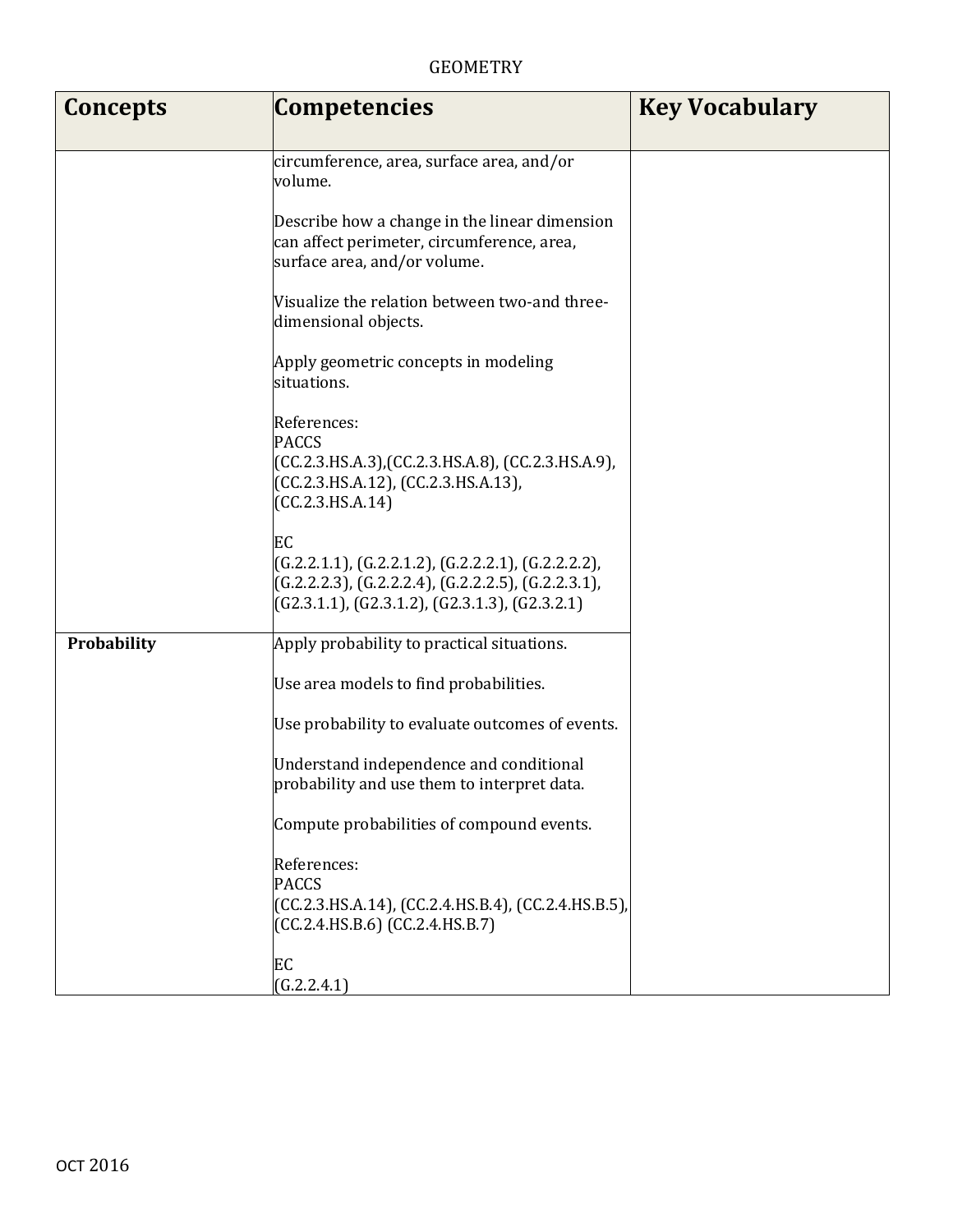| Concepts | Competencies | Key Vocabulary |
|---|---|---|
| | circumference, area, surface area, and/or volume.<br><br>Describe how a change in the linear dimension can affect perimeter, circumference, area, surface area, and/or volume.<br><br>Visualize the relation between two-and three-dimensional objects.<br><br>Apply geometric concepts in modeling situations.<br><br>References:<br>PACCS<br>(CC.2.3.HS.A.3),(CC.2.3.HS.A.8), (CC.2.3.HS.A.9), (CC.2.3.HS.A.12), (CC.2.3.HS.A.13), (CC.2.3.HS.A.14)<br><br>EC<br>(G.2.2.1.1), (G.2.2.1.2), (G.2.2.2.1), (G.2.2.2.2), (G.2.2.2.3), (G.2.2.2.4), (G.2.2.2.5), (G.2.2.3.1), (G2.3.1.1), (G2.3.1.2), (G2.3.1.3), (G2.3.2.1) | |
| **Probability** | Apply probability to practical situations.<br><br>Use area models to find probabilities.<br><br>Use probability to evaluate outcomes of events.<br><br>Understand independence and conditional probability and use them to interpret data.<br><br>Compute probabilities of compound events.<br><br>References:<br>PACCS<br>(CC.2.3.HS.A.14), (CC.2.4.HS.B.4), (CC.2.4.HS.B.5), (CC.2.4.HS.B.6) (CC.2.4.HS.B.7)<br><br>EC<br>(G.2.2.4.1) | |